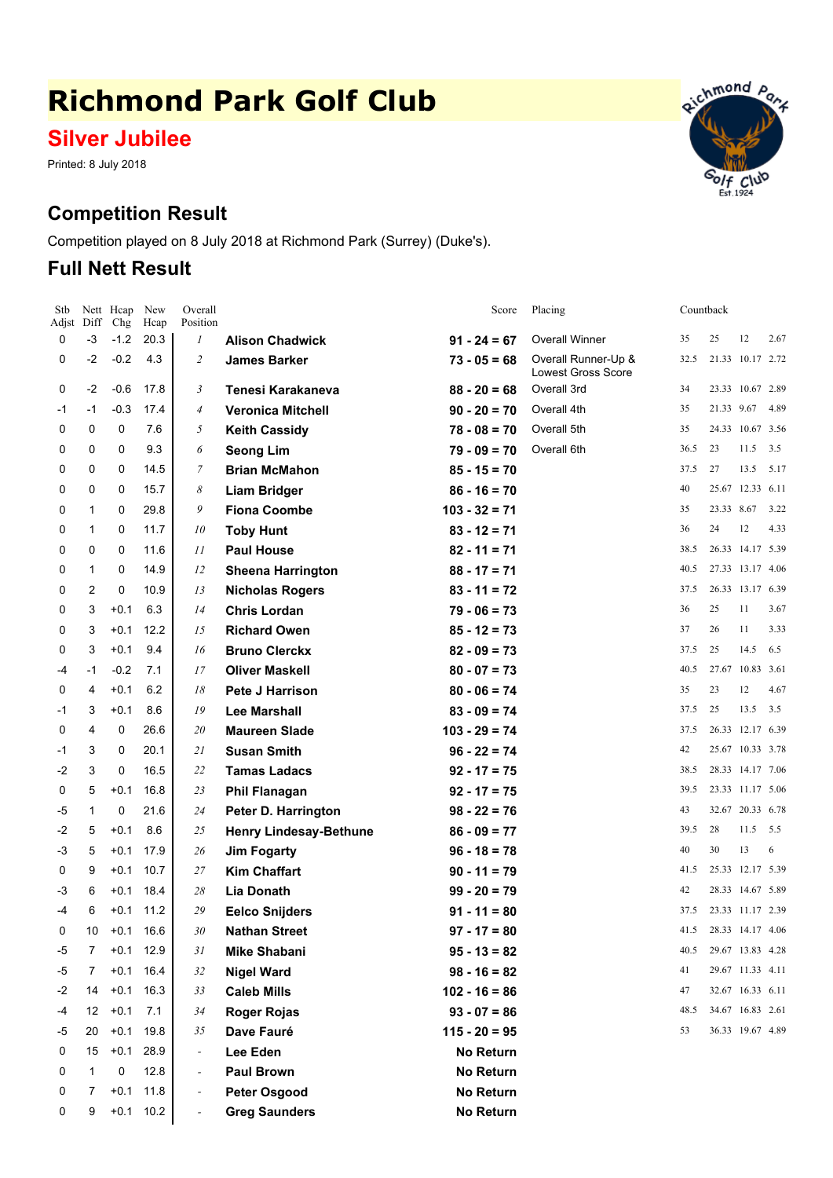# Richmond Park Golf Club

## Silver Jubilee

Printed: 8 July 2018

## Competition Result

Competition played on 8 July 2018 at Richmond Park (Surrey) (Duke's).

## Full Nett Result

| Stb Adjst | Nett Diff | Hcap Chg | New Hcap | Overall Position | | Score | Placing | Countback | | | |
|---|---|---|---|---|---|---|---|---|---|---|---|
| 0 | -3 | -1.2 | 20.3 | *1* | **Alison Chadwick** | **91 - 24 = 67** | Overall Winner | 35 | 25 | 12 | 2.67 |
| 0 | -2 | -0.2 | 4.3 | *2* | **James Barker** | **73 - 05 = 68** | Overall Runner-Up & Lowest Gross Score | 32.5 | 21.33 | 10.17 | 2.72 |
| 0 | -2 | -0.6 | 17.8 | *3* | **Tenesi Karakaneva** | **88 - 20 = 68** | Overall 3rd | 34 | 23.33 | 10.67 | 2.89 |
| -1 | -1 | -0.3 | 17.4 | *4* | **Veronica Mitchell** | **90 - 20 = 70** | Overall 4th | 35 | 21.33 | 9.67 | 4.89 |
| 0 | 0 | 0 | 7.6 | *5* | **Keith Cassidy** | **78 - 08 = 70** | Overall 5th | 35 | 24.33 | 10.67 | 3.56 |
| 0 | 0 | 0 | 9.3 | *6* | **Seong Lim** | **79 - 09 = 70** | Overall 6th | 36.5 | 23 | 11.5 | 3.5 |
| 0 | 0 | 0 | 14.5 | *7* | **Brian McMahon** | **85 - 15 = 70** | | 37.5 | 27 | 13.5 | 5.17 |
| 0 | 0 | 0 | 15.7 | *8* | **Liam Bridger** | **86 - 16 = 70** | | 40 | 25.67 | 12.33 | 6.11 |
| 0 | 1 | 0 | 29.8 | *9* | **Fiona Coombe** | **103 - 32 = 71** | | 35 | 23.33 | 8.67 | 3.22 |
| 0 | 1 | 0 | 11.7 | *10* | **Toby Hunt** | **83 - 12 = 71** | | 36 | 24 | 12 | 4.33 |
| 0 | 0 | 0 | 11.6 | *11* | **Paul House** | **82 - 11 = 71** | | 38.5 | 26.33 | 14.17 | 5.39 |
| 0 | 1 | 0 | 14.9 | *12* | **Sheena Harrington** | **88 - 17 = 71** | | 40.5 | 27.33 | 13.17 | 4.06 |
| 0 | 2 | 0 | 10.9 | *13* | **Nicholas Rogers** | **83 - 11 = 72** | | 37.5 | 26.33 | 13.17 | 6.39 |
| 0 | 3 | +0.1 | 6.3 | *14* | **Chris Lordan** | **79 - 06 = 73** | | 36 | 25 | 11 | 3.67 |
| 0 | 3 | +0.1 | 12.2 | *15* | **Richard Owen** | **85 - 12 = 73** | | 37 | 26 | 11 | 3.33 |
| 0 | 3 | +0.1 | 9.4 | *16* | **Bruno Clerckx** | **82 - 09 = 73** | | 37.5 | 25 | 14.5 | 6.5 |
| -4 | -1 | -0.2 | 7.1 | *17* | **Oliver Maskell** | **80 - 07 = 73** | | 40.5 | 27.67 | 10.83 | 3.61 |
| 0 | 4 | +0.1 | 6.2 | *18* | **Pete J Harrison** | **80 - 06 = 74** | | 35 | 23 | 12 | 4.67 |
| -1 | 3 | +0.1 | 8.6 | *19* | **Lee Marshall** | **83 - 09 = 74** | | 37.5 | 25 | 13.5 | 3.5 |
| 0 | 4 | 0 | 26.6 | *20* | **Maureen Slade** | **103 - 29 = 74** | | 37.5 | 26.33 | 12.17 | 6.39 |
| -1 | 3 | 0 | 20.1 | *21* | **Susan Smith** | **96 - 22 = 74** | | 42 | 25.67 | 10.33 | 3.78 |
| -2 | 3 | 0 | 16.5 | *22* | **Tamas Ladacs** | **92 - 17 = 75** | | 38.5 | 28.33 | 14.17 | 7.06 |
| 0 | 5 | +0.1 | 16.8 | *23* | **Phil Flanagan** | **92 - 17 = 75** | | 39.5 | 23.33 | 11.17 | 5.06 |
| -5 | 1 | 0 | 21.6 | *24* | **Peter D. Harrington** | **98 - 22 = 76** | | 43 | 32.67 | 20.33 | 6.78 |
| -2 | 5 | +0.1 | 8.6 | *25* | **Henry Lindesay-Bethune** | **86 - 09 = 77** | | 39.5 | 28 | 11.5 | 5.5 |
| -3 | 5 | +0.1 | 17.9 | *26* | **Jim Fogarty** | **96 - 18 = 78** | | 40 | 30 | 13 | 6 |
| 0 | 9 | +0.1 | 10.7 | *27* | **Kim Chaffart** | **90 - 11 = 79** | | 41.5 | 25.33 | 12.17 | 5.39 |
| -3 | 6 | +0.1 | 18.4 | *28* | **Lia Donath** | **99 - 20 = 79** | | 42 | 28.33 | 14.67 | 5.89 |
| -4 | 6 | +0.1 | 11.2 | *29* | **Eelco Snijders** | **91 - 11 = 80** | | 37.5 | 23.33 | 11.17 | 2.39 |
| 0 | 10 | +0.1 | 16.6 | *30* | **Nathan Street** | **97 - 17 = 80** | | 41.5 | 28.33 | 14.17 | 4.06 |
| -5 | 7 | +0.1 | 12.9 | *31* | **Mike Shabani** | **95 - 13 = 82** | | 40.5 | 29.67 | 13.83 | 4.28 |
| -5 | 7 | +0.1 | 16.4 | *32* | **Nigel Ward** | **98 - 16 = 82** | | 41 | 29.67 | 11.33 | 4.11 |
| -2 | 14 | +0.1 | 16.3 | *33* | **Caleb Mills** | **102 - 16 = 86** | | 47 | 32.67 | 16.33 | 6.11 |
| -4 | 12 | +0.1 | 7.1 | *34* | **Roger Rojas** | **93 - 07 = 86** | | 48.5 | 34.67 | 16.83 | 2.61 |
| -5 | 20 | +0.1 | 19.8 | *35* | **Dave Fauré** | **115 - 20 = 95** | | 53 | 36.33 | 19.67 | 4.89 |
| 0 | 15 | +0.1 | 28.9 | - | **Lee Eden** | **No Return** | | | | | |
| 0 | 1 | 0 | 12.8 | - | **Paul Brown** | **No Return** | | | | | |
| 0 | 7 | +0.1 | 11.8 | - | **Peter Osgood** | **No Return** | | | | | |
| 0 | 9 | +0.1 | 10.2 | - | **Greg Saunders** | **No Return** | | | | | |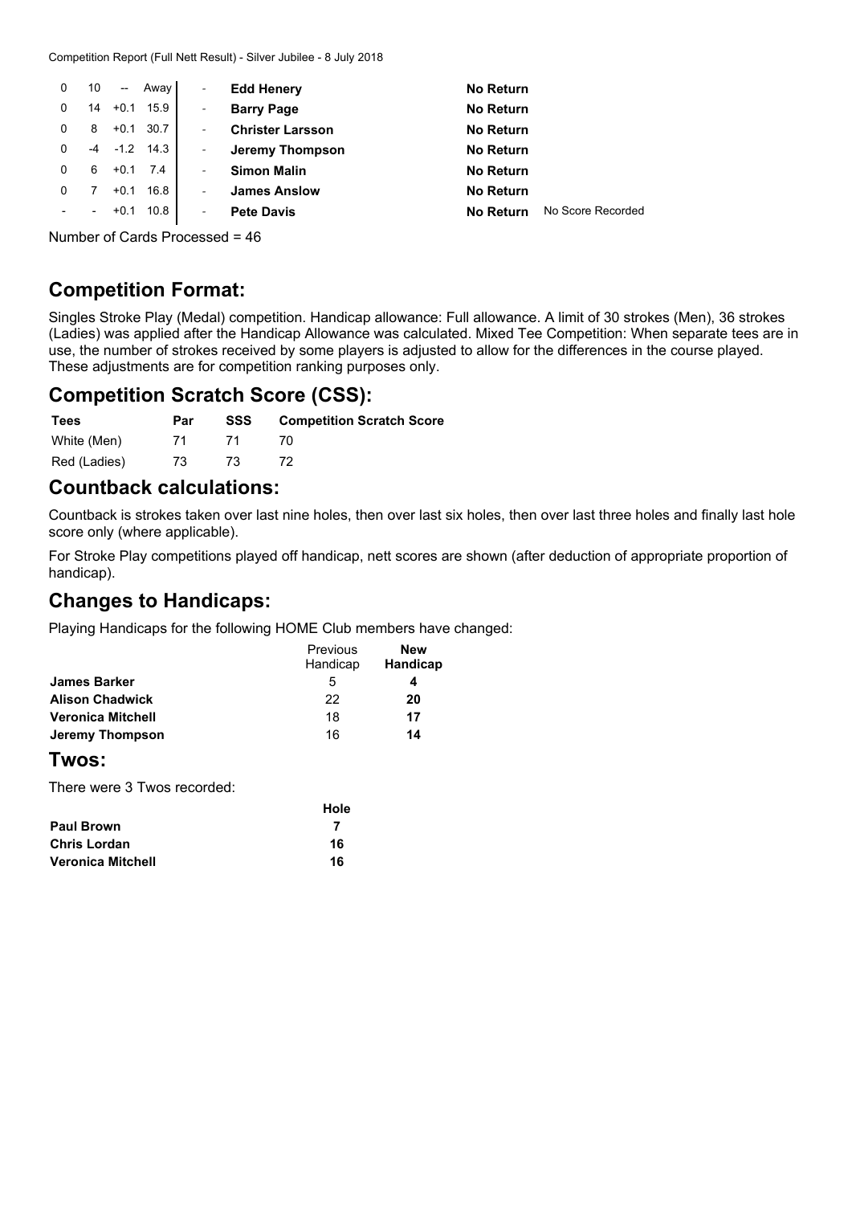| | | | | | | | |
|---|---|---|---|---|---|---|---|
| 0 | 10 | -- | Away | - | **Edd Henery** | **No Return** | |
| 0 | 14 | +0.1 | 15.9 | - | **Barry Page** | **No Return** | |
| 0 | 8 | +0.1 | 30.7 | - | **Christer Larsson** | **No Return** | |
| 0 | -4 | -1.2 | 14.3 | - | **Jeremy Thompson** | **No Return** | |
| 0 | 6 | +0.1 | 7.4 | - | **Simon Malin** | **No Return** | |
| 0 | 7 | +0.1 | 16.8 | - | **James Anslow** | **No Return** | |
| - | - | +0.1 | 10.8 | - | **Pete Davis** | **No Return** | No Score Recorded |

Number of Cards Processed = 46

## Competition Format:

Singles Stroke Play (Medal) competition. Handicap allowance: Full allowance. A limit of 30 strokes (Men), 36 strokes (Ladies) was applied after the Handicap Allowance was calculated. Mixed Tee Competition: When separate tees are in use, the number of strokes received by some players is adjusted to allow for the differences in the course played. These adjustments are for competition ranking purposes only.

## Competition Scratch Score (CSS):

| Tees | Par | SSS | Competition Scratch Score |
|---|---|---|---|
| White (Men) | 71 | 71 | 70 |
| Red (Ladies) | 73 | 73 | 72 |

## Countback calculations:

Countback is strokes taken over last nine holes, then over last six holes, then over last three holes and finally last hole score only (where applicable).

For Stroke Play competitions played off handicap, nett scores are shown (after deduction of appropriate proportion of handicap).

## Changes to Handicaps:

Playing Handicaps for the following HOME Club members have changed:

| | Previous Handicap | New Handicap |
|---|---|---|
| **James Barker** | 5 | **4** |
| **Alison Chadwick** | 22 | **20** |
| **Veronica Mitchell** | 18 | **17** |
| **Jeremy Thompson** | 16 | **14** |

## Twos:

There were 3 Twos recorded:

| | Hole |
|---|---|
| **Paul Brown** | **7** |
| **Chris Lordan** | **16** |
| **Veronica Mitchell** | **16** |